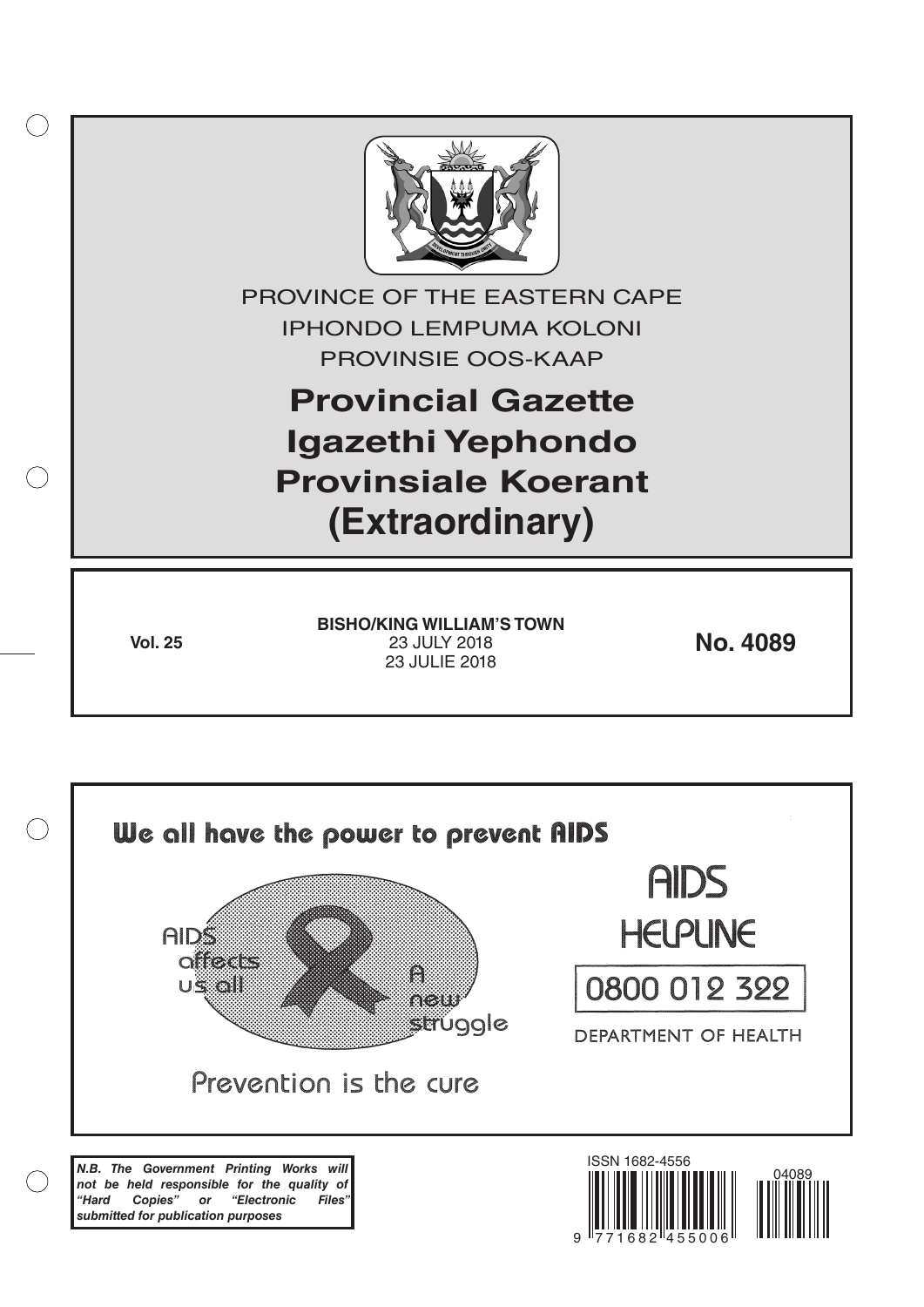PROVINCE OF THE EASTERN CAPE
IPHONDO LEMPUMA KOLONI
PROVINSIE OOS-KAAP

# Provincial Gazette
# Igazethi Yephondo
# Provinsiale Koerant
# (Extraordinary)

**Vol. 25**

**BISHO/KING WILLIAM'S TOWN**
23 JULY 2018
23 JULIE 2018

**No. 4089**

We all have the power to prevent AIDS

AIDS affects us all

A new struggle

Prevention is the cure

AIDS HELPLINE

0800 012 322

DEPARTMENT OF HEALTH

***N.B. The Government Printing Works will not be held responsible for the quality of "Hard Copies" or "Electronic Files" submitted for publication purposes***

ISSN 1682-4556

9 771682 455006

04089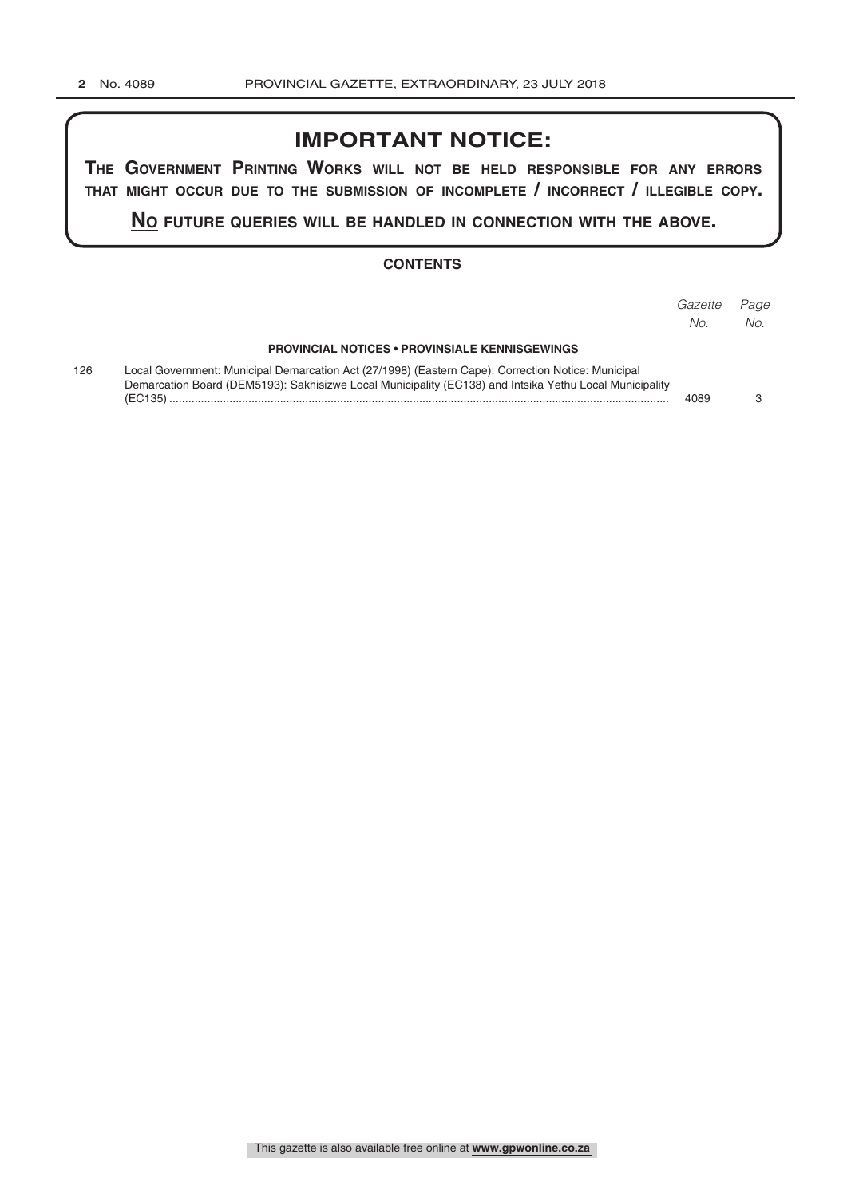# IMPORTANT NOTICE:

**THE GOVERNMENT PRINTING WORKS WILL NOT BE HELD RESPONSIBLE FOR ANY ERRORS THAT MIGHT OCCUR DUE TO THE SUBMISSION OF INCOMPLETE / INCORRECT / ILLEGIBLE COPY.**

**NO FUTURE QUERIES WILL BE HANDLED IN CONNECTION WITH THE ABOVE.**

## CONTENTS

| | | *Gazette No.* | *Page No.* |
|---|---|---|---|
| | **PROVINCIAL NOTICES • PROVINSIALE KENNISGEWINGS** | | |
| 126 | Local Government: Municipal Demarcation Act (27/1998) (Eastern Cape): Correction Notice: Municipal Demarcation Board (DEM5193): Sakhisizwe Local Municipality (EC138) and Intsika Yethu Local Municipality (EC135) | 4089 | 3 |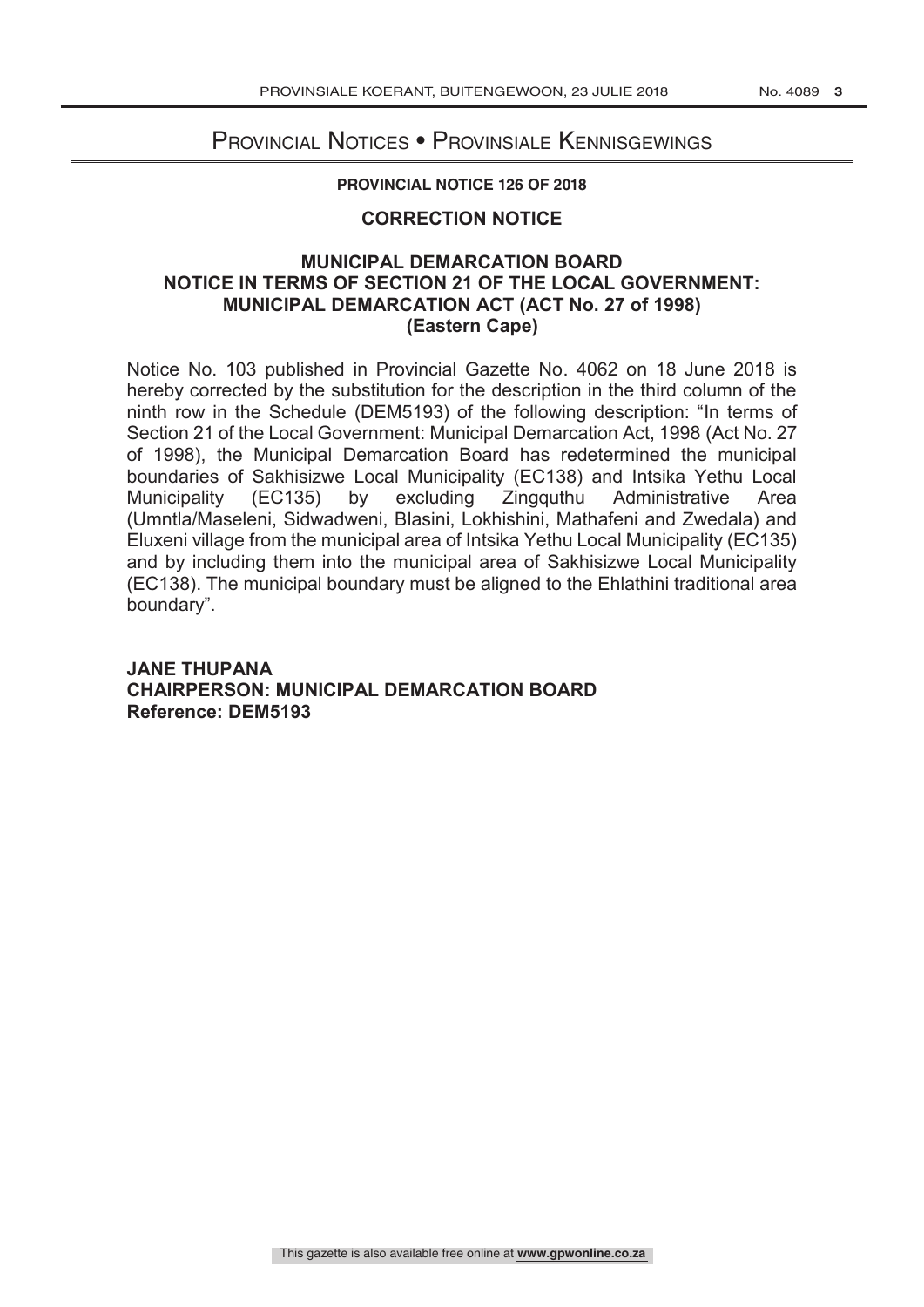# Provincial Notices • Provinsiale Kennisgewings

**PROVINCIAL NOTICE 126 OF 2018**

## CORRECTION NOTICE

## MUNICIPAL DEMARCATION BOARD NOTICE IN TERMS OF SECTION 21 OF THE LOCAL GOVERNMENT: MUNICIPAL DEMARCATION ACT (ACT No. 27 of 1998) (Eastern Cape)

Notice No. 103 published in Provincial Gazette No. 4062 on 18 June 2018 is hereby corrected by the substitution for the description in the third column of the ninth row in the Schedule (DEM5193) of the following description: "In terms of Section 21 of the Local Government: Municipal Demarcation Act, 1998 (Act No. 27 of 1998), the Municipal Demarcation Board has redetermined the municipal boundaries of Sakhisizwe Local Municipality (EC138) and Intsika Yethu Local Municipality (EC135) by excluding Zingquthu Administrative Area (Umntla/Maseleni, Sidwadweni, Blasini, Lokhishini, Mathafeni and Zwedala) and Eluxeni village from the municipal area of Intsika Yethu Local Municipality (EC135) and by including them into the municipal area of Sakhisizwe Local Municipality (EC138). The municipal boundary must be aligned to the Ehlathini traditional area boundary".

**JANE THUPANA**
**CHAIRPERSON: MUNICIPAL DEMARCATION BOARD**
**Reference: DEM5193**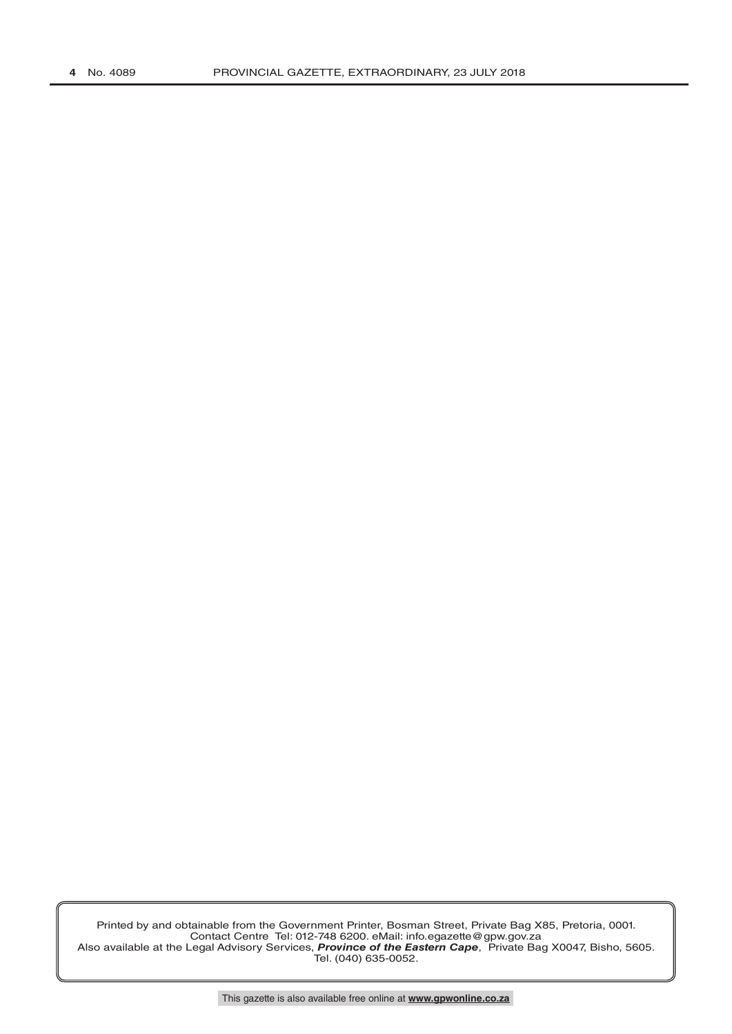Printed by and obtainable from the Government Printer, Bosman Street, Private Bag X85, Pretoria, 0001.
Contact Centre Tel: 012-748 6200. eMail: info.egazette@gpw.gov.za
Also available at the Legal Advisory Services, ***Province of the Eastern Cape***, Private Bag X0047, Bisho, 5605.
Tel. (040) 635-0052.

This gazette is also available free online at **www.gpwonline.co.za**